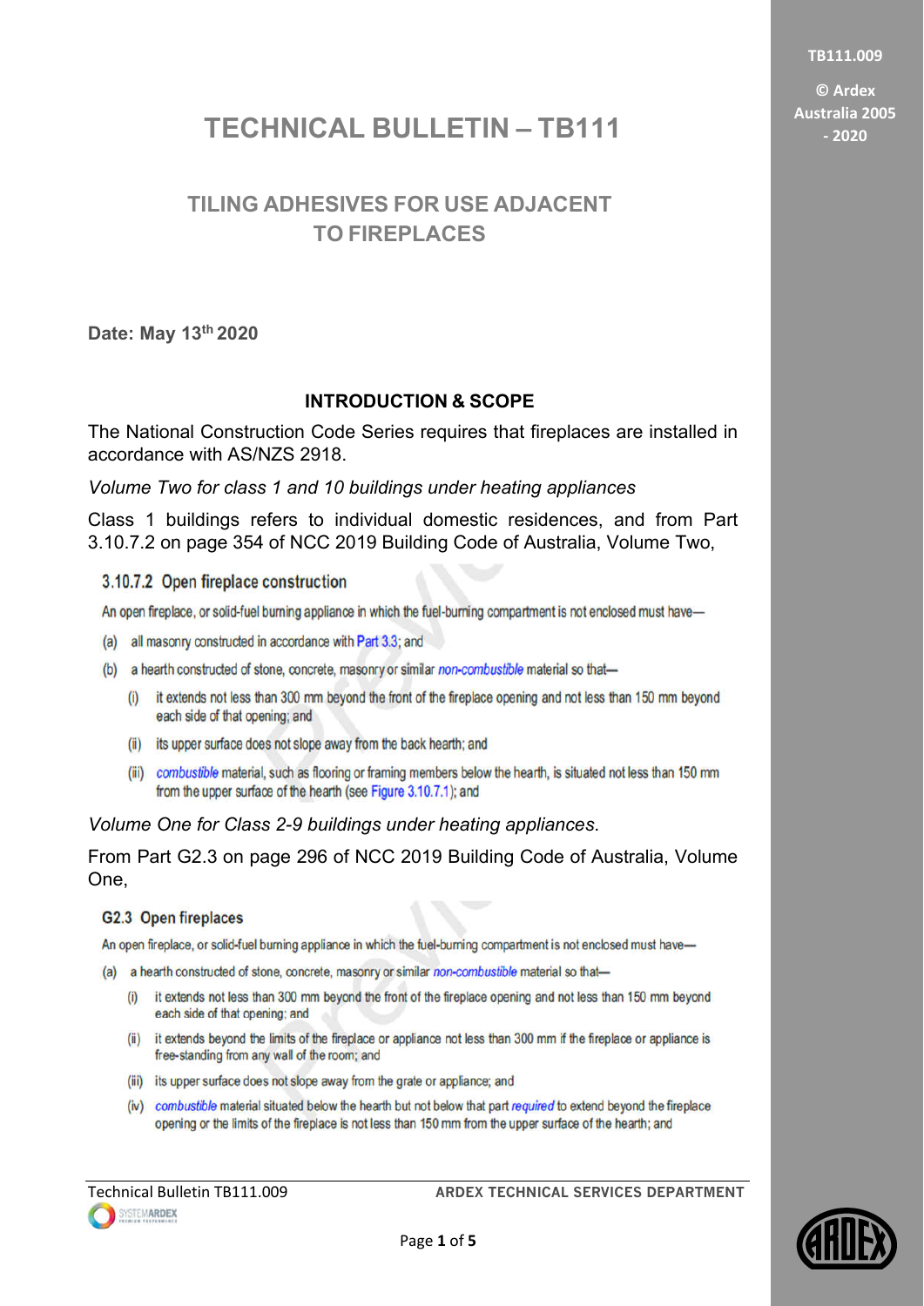# TECHNICAL BULLETIN – TB111

## TILING ADHESIVES FOR USE ADJACENT TO FIREPLACES

**Date: May 13th 2020**

### INTRODUCTION & SCOPE

The National Construction Code Series requires that fireplaces are installed in accordance with AS/NZS 2918.

*Volume Two for class 1 and 10 buildings under heating appliances*

Class 1 buildings refers to individual domestic residences, and from Part 3.10.7.2 on page 354 of NCC 2019 Building Code of Australia, Volume Two,

**3.10.7.2 Open fireplace construction**

An open fireplace, or solid-fuel burning appliance in which the fuel-burning compartment is not enclosed must have—

(a) all masonry constructed in accordance with Part 3.3; and

(b) a hearth constructed of stone, concrete, masonry or similar *non-combustible* material so that—

(i) it extends not less than 300 mm beyond the front of the fireplace opening and not less than 150 mm beyond each side of that opening; and

(ii) its upper surface does not slope away from the back hearth; and

(ii) *combustible* material, such as flooring or framing members below the hearth, is situated not less than 150 mm from the upper surface of the hearth (see Figure 3.10.7.1); and

*Volume One for Class 2-9 buildings under heating appliances*.

From Part G2.3 on page 296 of NCC 2019 Building Code of Australia, Volume One,

**G2.3 Open fireplaces**

An open fireplace, or solid-fuel burning appliance in which the fuel-burning compartment is not enclosed must have—

(a) a hearth constructed of stone, concrete, masonry or similar *non-combustible* material so that—

(i) it extends not less than 300 mm beyond the front of the fireplace opening and not less than 150 mm beyond each side of that opening; and

(ii) it extends beyond the limits of the fireplace or appliance not less than 300 mm if the fireplace or appliance is free-standing from any wall of the room; and

(iii) its upper surface does not slope away from the grate or appliance; and

(iv) *combustible* material situated below the hearth but not below that part *required* to extend beyond the fireplace opening or the limits of the fireplace is not less than 150 mm from the upper surface of the hearth; and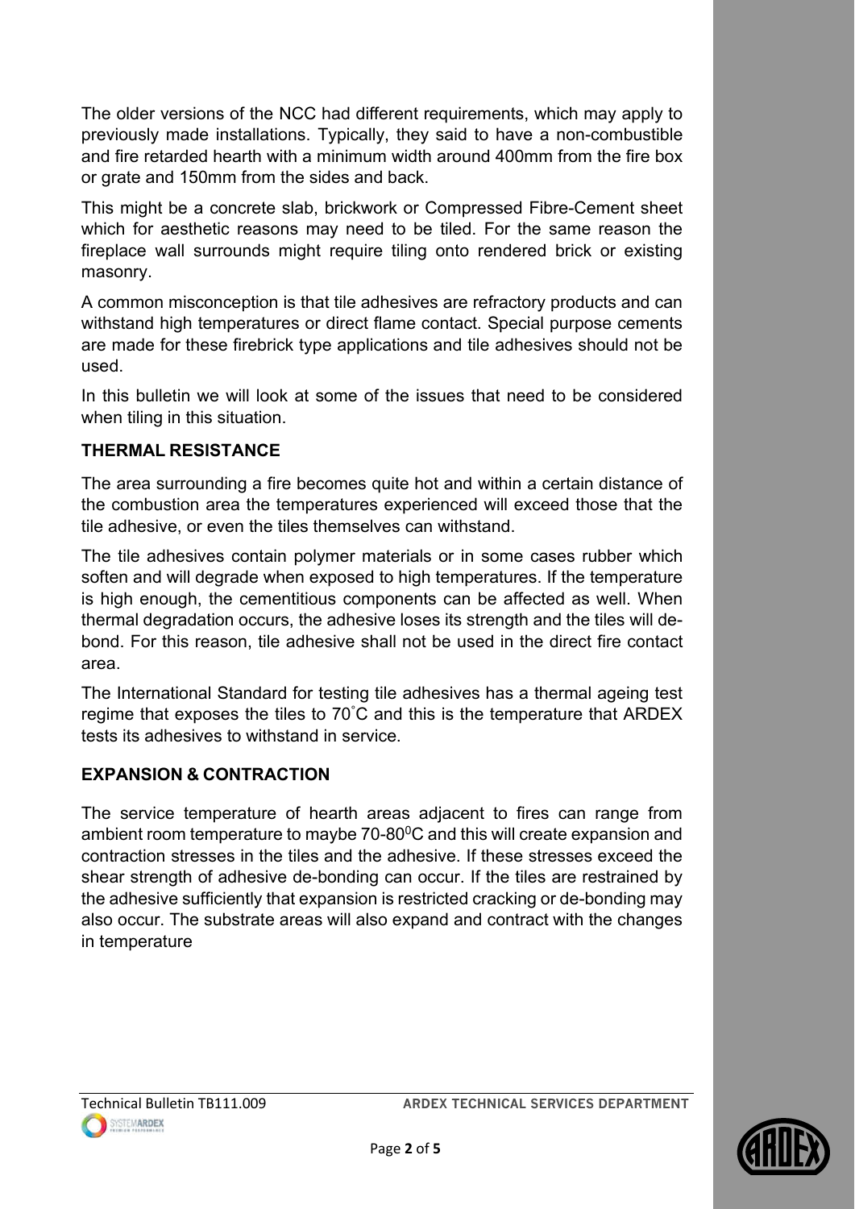The older versions of the NCC had different requirements, which may apply to previously made installations. Typically, they said to have a non-combustible and fire retarded hearth with a minimum width around 400mm from the fire box or grate and 150mm from the sides and back.

This might be a concrete slab, brickwork or Compressed Fibre-Cement sheet which for aesthetic reasons may need to be tiled. For the same reason the fireplace wall surrounds might require tiling onto rendered brick or existing masonry.

A common misconception is that tile adhesives are refractory products and can withstand high temperatures or direct flame contact. Special purpose cements are made for these firebrick type applications and tile adhesives should not be used.

In this bulletin we will look at some of the issues that need to be considered when tiling in this situation.

## THERMAL RESISTANCE

The area surrounding a fire becomes quite hot and within a certain distance of the combustion area the temperatures experienced will exceed those that the tile adhesive, or even the tiles themselves can withstand.

The tile adhesives contain polymer materials or in some cases rubber which soften and will degrade when exposed to high temperatures. If the temperature is high enough, the cementitious components can be affected as well. When thermal degradation occurs, the adhesive loses its strength and the tiles will de-bond. For this reason, tile adhesive shall not be used in the direct fire contact area.

The International Standard for testing tile adhesives has a thermal ageing test regime that exposes the tiles to 70˚C and this is the temperature that ARDEX tests its adhesives to withstand in service.

## EXPANSION & CONTRACTION

The service temperature of hearth areas adjacent to fires can range from ambient room temperature to maybe 70-80$^0$C and this will create expansion and contraction stresses in the tiles and the adhesive. If these stresses exceed the shear strength of adhesive de-bonding can occur. If the tiles are restrained by the adhesive sufficiently that expansion is restricted cracking or de-bonding may also occur. The substrate areas will also expand and contract with the changes in temperature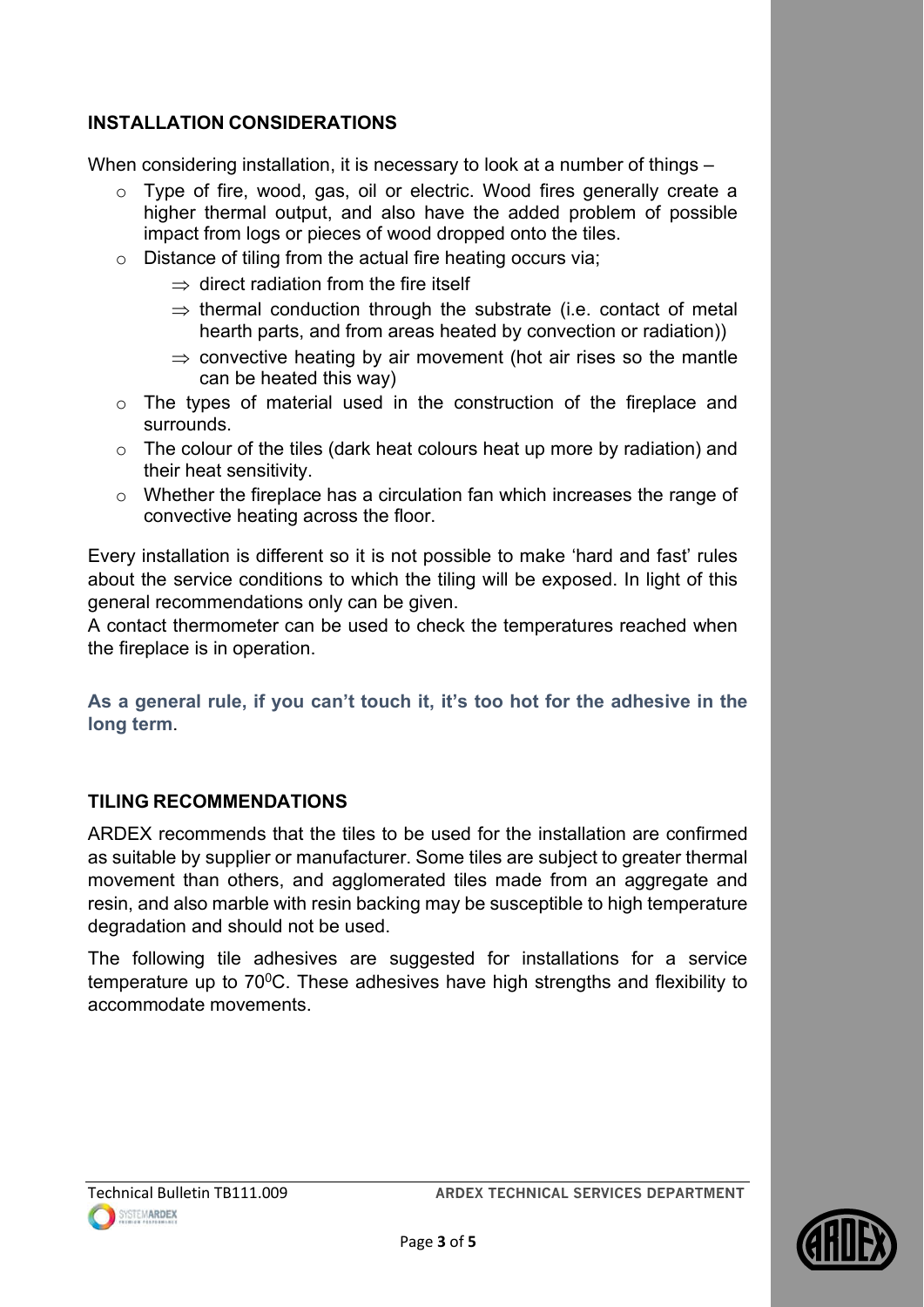## INSTALLATION CONSIDERATIONS

When considering installation, it is necessary to look at a number of things –

- Type of fire, wood, gas, oil or electric. Wood fires generally create a higher thermal output, and also have the added problem of possible impact from logs or pieces of wood dropped onto the tiles.
- Distance of tiling from the actual fire heating occurs via;
  - ⇒ direct radiation from the fire itself
  - ⇒ thermal conduction through the substrate (i.e. contact of metal hearth parts, and from areas heated by convection or radiation))
  - ⇒ convective heating by air movement (hot air rises so the mantle can be heated this way)
- The types of material used in the construction of the fireplace and surrounds.
- The colour of the tiles (dark heat colours heat up more by radiation) and their heat sensitivity.
- Whether the fireplace has a circulation fan which increases the range of convective heating across the floor.

Every installation is different so it is not possible to make 'hard and fast' rules about the service conditions to which the tiling will be exposed. In light of this general recommendations only can be given.

A contact thermometer can be used to check the temperatures reached when the fireplace is in operation.

**As a general rule, if you can't touch it, it's too hot for the adhesive in the long term**.

## TILING RECOMMENDATIONS

ARDEX recommends that the tiles to be used for the installation are confirmed as suitable by supplier or manufacturer. Some tiles are subject to greater thermal movement than others, and agglomerated tiles made from an aggregate and resin, and also marble with resin backing may be susceptible to high temperature degradation and should not be used.

The following tile adhesives are suggested for installations for a service temperature up to 70$^{0}$C. These adhesives have high strengths and flexibility to accommodate movements.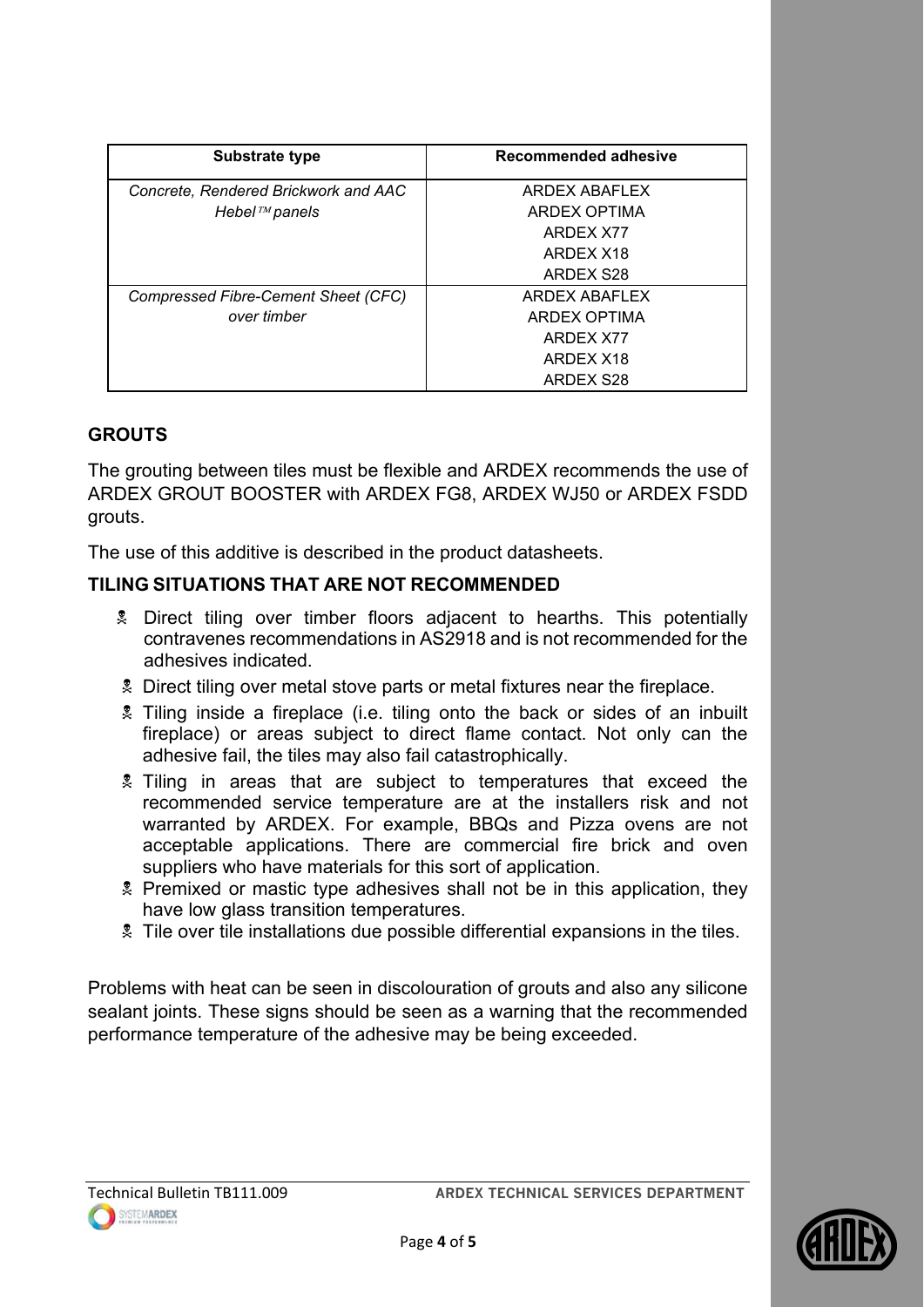| Substrate type | Recommended adhesive |
| --- | --- |
| *Concrete, Rendered Brickwork and AAC Hebel™ panels* | ARDEX ABAFLEX<br>ARDEX OPTIMA<br>ARDEX X77<br>ARDEX X18<br>ARDEX S28 |
| *Compressed Fibre-Cement Sheet (CFC) over timber* | ARDEX ABAFLEX<br>ARDEX OPTIMA<br>ARDEX X77<br>ARDEX X18<br>ARDEX S28 |

## GROUTS

The grouting between tiles must be flexible and ARDEX recommends the use of ARDEX GROUT BOOSTER with ARDEX FG8, ARDEX WJ50 or ARDEX FSDD grouts.

The use of this additive is described in the product datasheets.

## TILING SITUATIONS THAT ARE NOT RECOMMENDED

- Direct tiling over timber floors adjacent to hearths. This potentially contravenes recommendations in AS2918 and is not recommended for the adhesives indicated.
- Direct tiling over metal stove parts or metal fixtures near the fireplace.
- Tiling inside a fireplace (i.e. tiling onto the back or sides of an inbuilt fireplace) or areas subject to direct flame contact. Not only can the adhesive fail, the tiles may also fail catastrophically.
- Tiling in areas that are subject to temperatures that exceed the recommended service temperature are at the installers risk and not warranted by ARDEX. For example, BBQs and Pizza ovens are not acceptable applications. There are commercial fire brick and oven suppliers who have materials for this sort of application.
- Premixed or mastic type adhesives shall not be in this application, they have low glass transition temperatures.
- Tile over tile installations due possible differential expansions in the tiles.

Problems with heat can be seen in discolouration of grouts and also any silicone sealant joints. These signs should be seen as a warning that the recommended performance temperature of the adhesive may be being exceeded.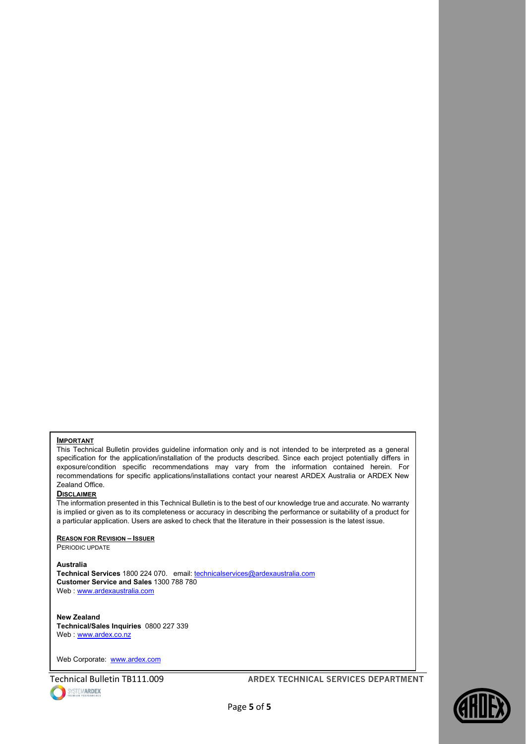**IMPORTANT**

This Technical Bulletin provides guideline information only and is not intended to be interpreted as a general specification for the application/installation of the products described. Since each project potentially differs in exposure/condition specific recommendations may vary from the information contained herein. For recommendations for specific applications/installations contact your nearest ARDEX Australia or ARDEX New Zealand Office.

**DISCLAIMER**

The information presented in this Technical Bulletin is to the best of our knowledge true and accurate. No warranty is implied or given as to its completeness or accuracy in describing the performance or suitability of a product for a particular application. Users are asked to check that the literature in their possession is the latest issue.

**REASON FOR REVISION – ISSUER**

PERIODIC UPDATE

**Australia**
**Technical Services** 1800 224 070. email: technicalservices@ardexaustralia.com
**Customer Service and Sales** 1300 788 780
Web : www.ardexaustralia.com

**New Zealand**
**Technical/Sales Inquiries** 0800 227 339
Web : www.ardex.co.nz

Web Corporate: www.ardex.com